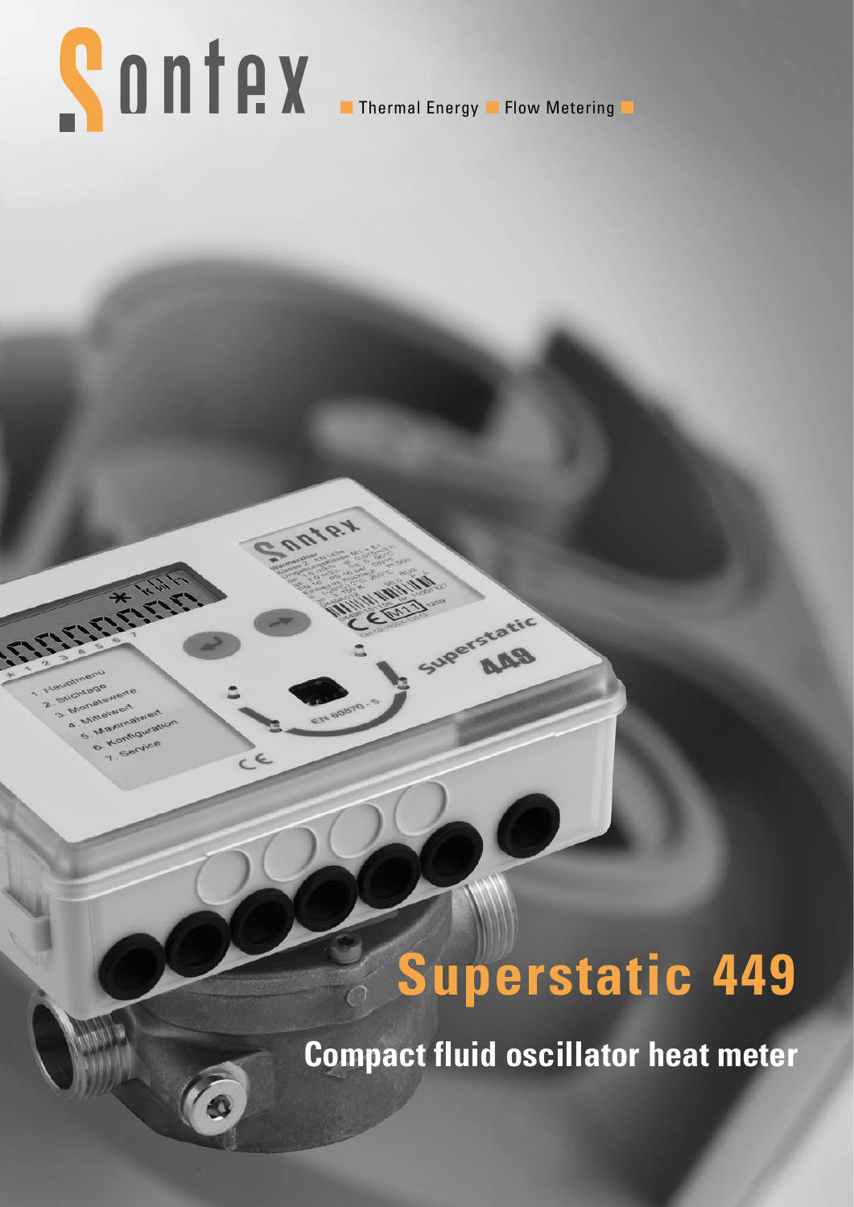Sontex

Thermal Energy ■ Flow Metering ■

# Superstatic 449

## Compact fluid oscillator heat meter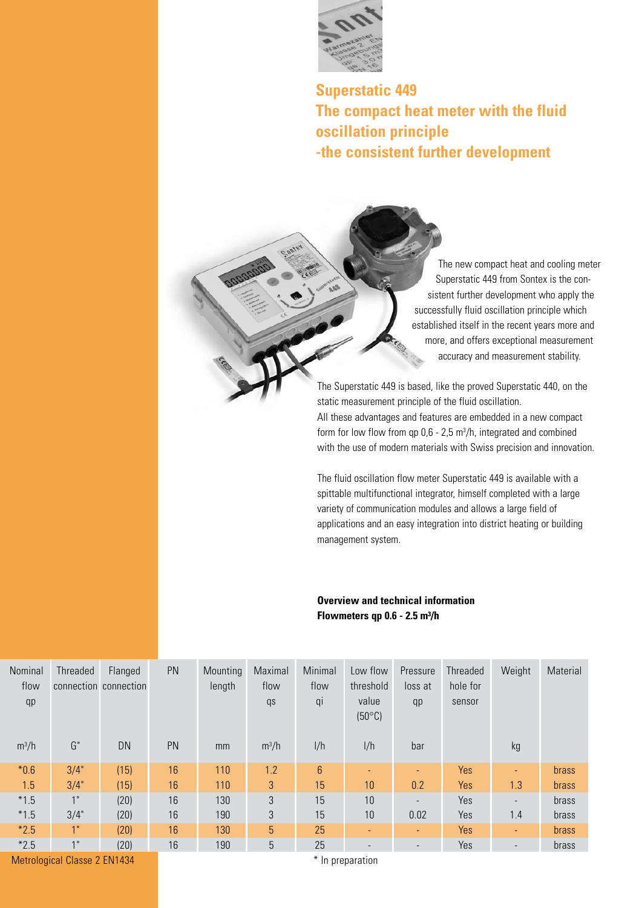## Superstatic 449
## The compact heat meter with the fluid oscillation principle
## -the consistent further development

The new compact heat and cooling meter Superstatic 449 from Sontex is the consistent further development who apply the successfully fluid oscillation principle which established itself in the recent years more and more, and offers exceptional measurement accuracy and measurement stability.

The Superstatic 449 is based, like the proved Superstatic 440, on the static measurement principle of the fluid oscillation.
All these advantages and features are embedded in a new compact form for low flow from qp 0,6 - 2,5 m³/h, integrated and combined with the use of modern materials with Swiss precision and innovation.

The fluid oscillation flow meter Superstatic 449 is available with a spittable multifunctional integrator, himself completed with a large variety of communication modules and allows a large field of applications and an easy integration into district heating or building management system.

**Overview and technical information**
**Flowmeters qp 0.6 - 2.5 m³/h**

| Nominal flow qp | Threaded connection | Flanged connection | PN | Mounting length | Maximal flow qs | Minimal flow qi | Low flow threshold value (50°C) | Pressure loss at qp | Threaded hole for sensor | Weight | Material |
|---|---|---|---|---|---|---|---|---|---|---|---|
| m³/h | G" | DN | PN | mm | m³/h | l/h | l/h | bar | | kg | |
| *0.6 | 3/4" | (15) | 16 | 110 | 1.2 | 6 | - | - | Yes | - | brass |
| 1.5 | 3/4" | (15) | 16 | 110 | 3 | 15 | 10 | 0.2 | Yes | 1.3 | brass |
| *1.5 | 1" | (20) | 16 | 130 | 3 | 15 | 10 | - | Yes | - | brass |
| *1.5 | 3/4" | (20) | 16 | 190 | 3 | 15 | 10 | 0.02 | Yes | 1.4 | brass |
| *2.5 | 1" | (20) | 16 | 130 | 5 | 25 | - | - | Yes | - | brass |
| *2.5 | 1" | (20) | 16 | 190 | 5 | 25 | - | - | Yes | - | brass |

Metrological Classe 2 EN1434

* In preparation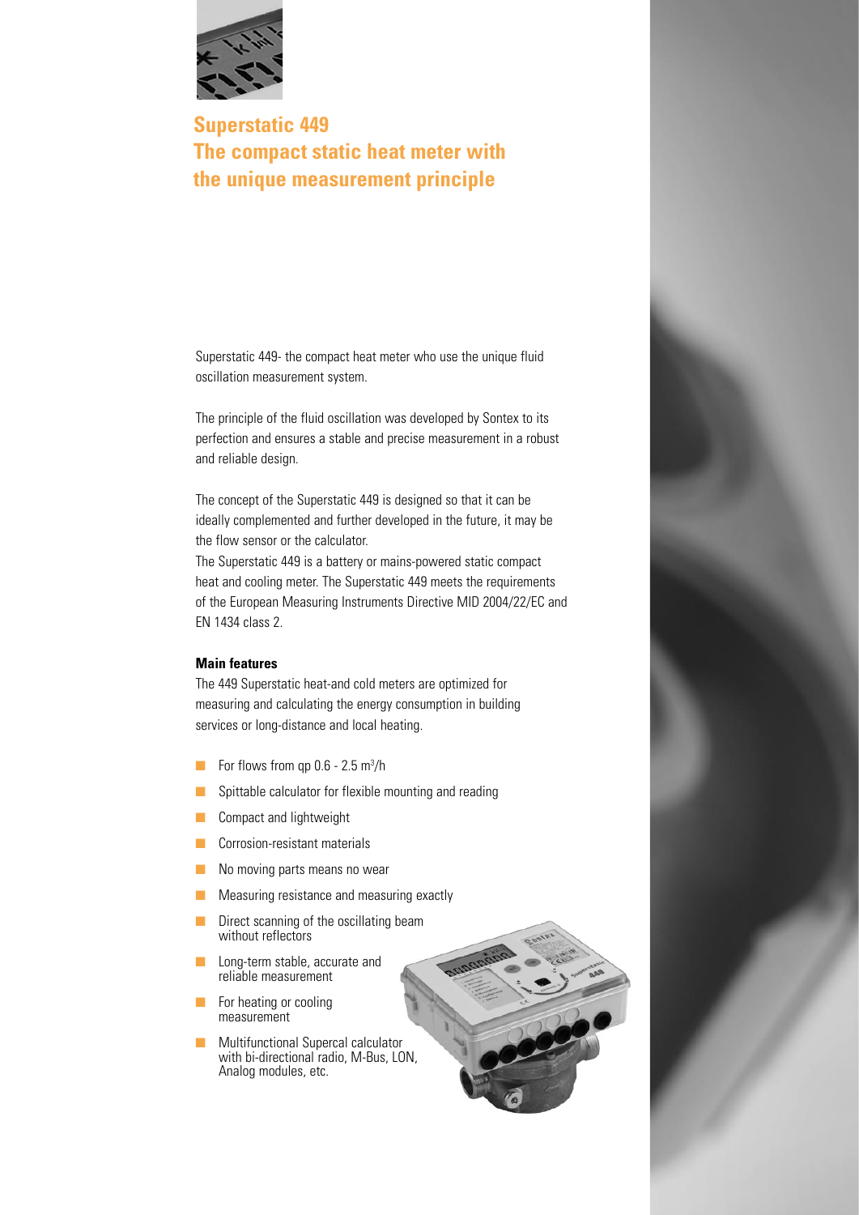# Superstatic 449
# The compact static heat meter with the unique measurement principle

Superstatic 449- the compact heat meter who use the unique fluid oscillation measurement system.

The principle of the fluid oscillation was developed by Sontex to its perfection and ensures a stable and precise measurement in a robust and reliable design.

The concept of the Superstatic 449 is designed so that it can be ideally complemented and further developed in the future, it may be the flow sensor or the calculator.

The Superstatic 449 is a battery or mains-powered static compact heat and cooling meter. The Superstatic 449 meets the requirements of the European Measuring Instruments Directive MID 2004/22/EC and EN 1434 class 2.

**Main features**

The 449 Superstatic heat-and cold meters are optimized for measuring and calculating the energy consumption in building services or long-distance and local heating.

- For flows from qp 0.6 - 2.5 $m^3$/h
- Spittable calculator for flexible mounting and reading
- Compact and lightweight
- Corrosion-resistant materials
- No moving parts means no wear
- Measuring resistance and measuring exactly
- Direct scanning of the oscillating beam without reflectors
- Long-term stable, accurate and reliable measurement
- For heating or cooling measurement
- Multifunctional Supercal calculator with bi-directional radio, M-Bus, LON, Analog modules, etc.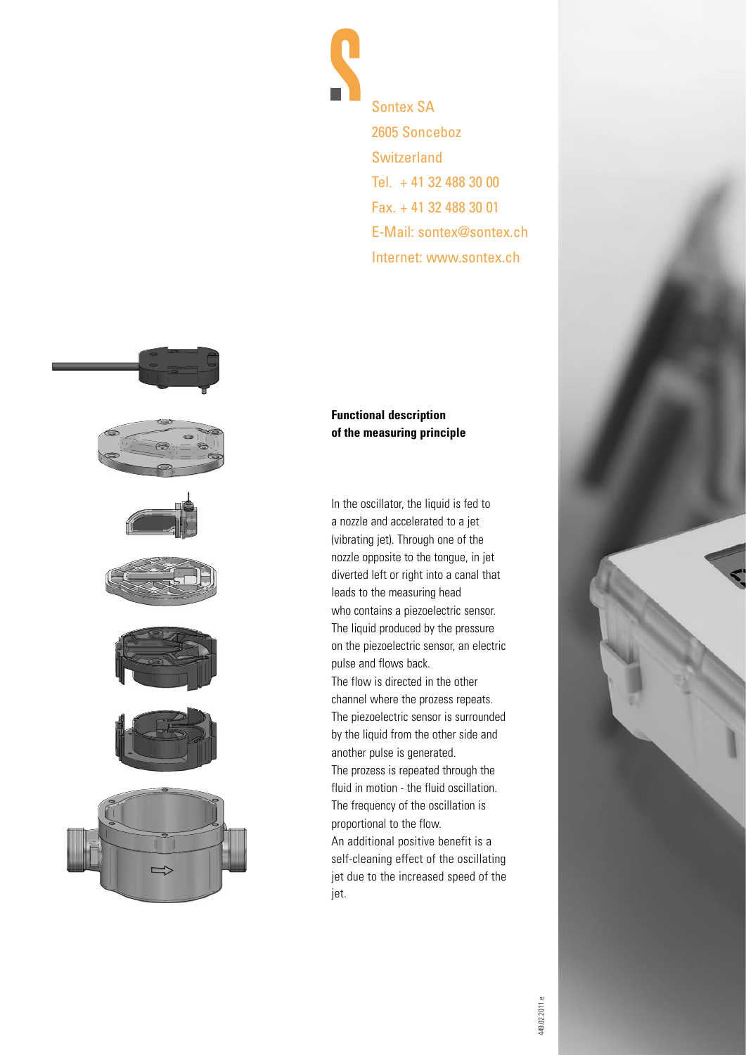Sontex SA

2605 Sonceboz

Switzerland

Tel. + 41 32 488 30 00

Fax. + 41 32 488 30 01

E-Mail: sontex@sontex.ch

Internet: www.sontex.ch

**Functional description of the measuring principle**

In the oscillator, the liquid is fed to a nozzle and accelerated to a jet (vibrating jet). Through one of the nozzle opposite to the tongue, in jet diverted left or right into a canal that leads to the measuring head who contains a piezoelectric sensor. The liquid produced by the pressure on the piezoelectric sensor, an electric pulse and flows back.
The flow is directed in the other channel where the prozess repeats. The piezoelectric sensor is surrounded by the liquid from the other side and another pulse is generated.
The prozess is repeated through the fluid in motion - the fluid oscillation. The frequency of the oscillation is proportional to the flow.
An additional positive benefit is a self-cleaning effect of the oscillating jet due to the increased speed of the jet.

449.02.2011 e